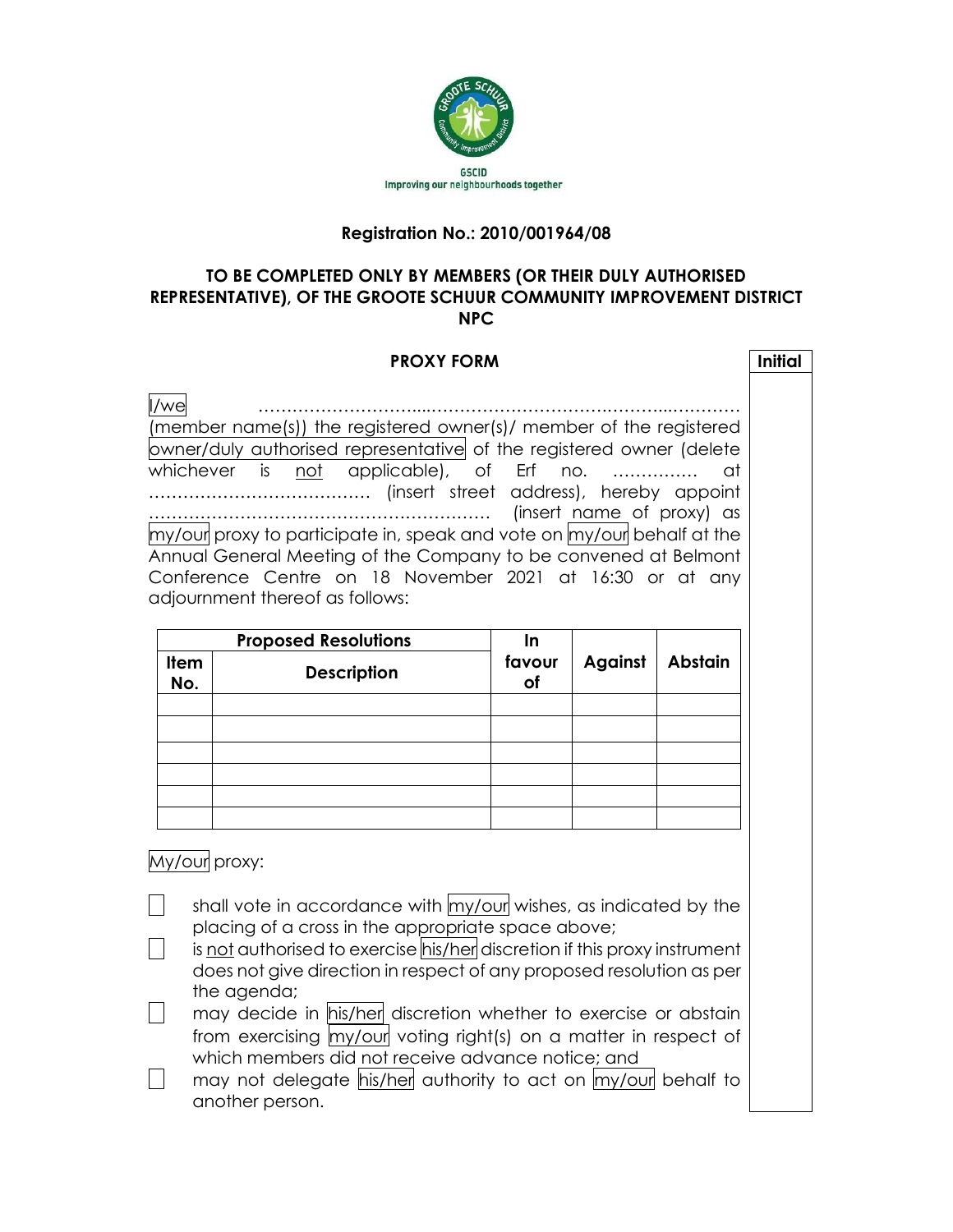GSCID
Improving our neighbourhoods together

**Registration No.: 2010/001964/08**

**TO BE COMPLETED ONLY BY MEMBERS (OR THEIR DULY AUTHORISED REPRESENTATIVE), OF THE GROOTE SCHUUR COMMUNITY IMPROVEMENT DISTRICT NPC**

**PROXY FORM** **Initial**

I/we ……………………………………………………………………… (member name(s)) the registered owner(s)/ member of the registered owner/duly authorised representative of the registered owner (delete whichever is not applicable), of Erf no. …………… at ………………………………… (insert street address), hereby appoint ……………………………………………………… (insert name of proxy) as my/our proxy to participate in, speak and vote on my/our behalf at the Annual General Meeting of the Company to be convened at Belmont Conference Centre on 18 November 2021 at 16:30 or at any adjournment thereof as follows:

| Proposed Resolutions | | In favour of | Against | Abstain |
|---|---|---|---|---|
| **Item No.** | **Description** | | | |
| | | | | |
| | | | | |
| | | | | |
| | | | | |
| | | | | |
| | | | | |

My/our proxy:

- ☐ shall vote in accordance with my/our wishes, as indicated by the placing of a cross in the appropriate space above;
- ☐ is not authorised to exercise his/her discretion if this proxy instrument does not give direction in respect of any proposed resolution as per the agenda;
- ☐ may decide in his/her discretion whether to exercise or abstain from exercising my/our voting right(s) on a matter in respect of which members did not receive advance notice; and
- ☐ may not delegate his/her authority to act on my/our behalf to another person.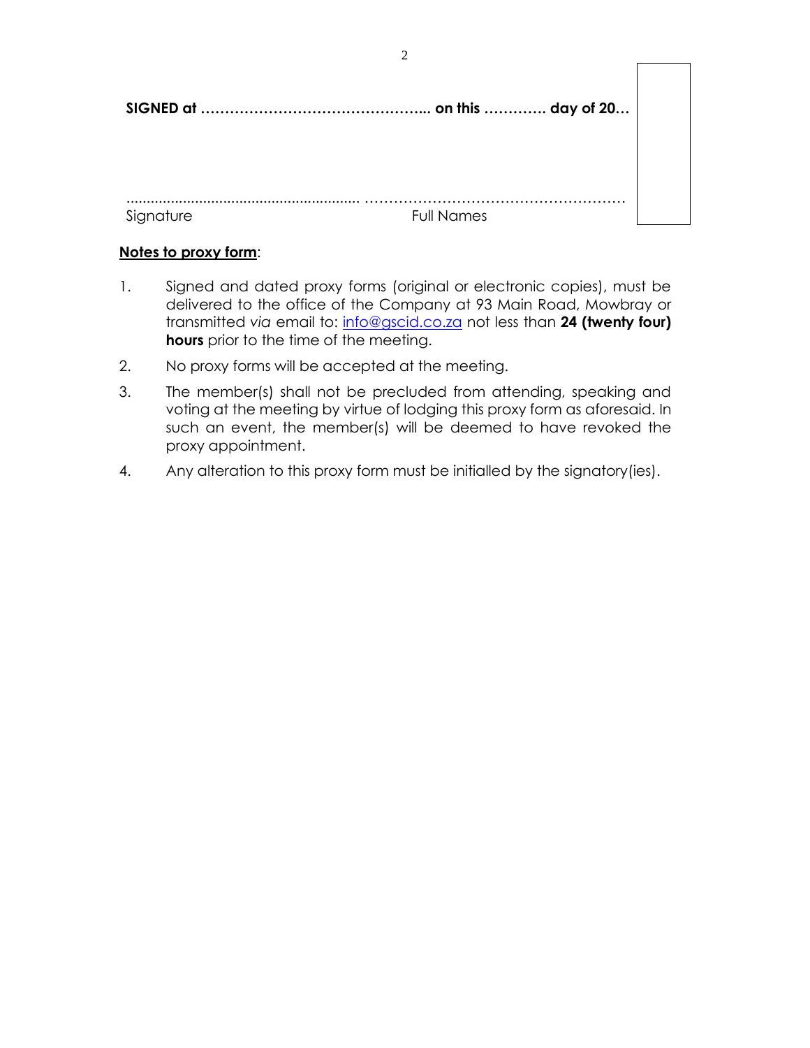**SIGNED at ……………………………………….. on this …………. day of 20…**

…………………………………………………… ………………………………………………

Signature Full Names

**Notes to proxy form**:

1. Signed and dated proxy forms (original or electronic copies), must be delivered to the office of the Company at 93 Main Road, Mowbray or transmitted *via* email to: info@gscid.co.za not less than **24 (twenty four) hours** prior to the time of the meeting.
2. No proxy forms will be accepted at the meeting.
3. The member(s) shall not be precluded from attending, speaking and voting at the meeting by virtue of lodging this proxy form as aforesaid. In such an event, the member(s) will be deemed to have revoked the proxy appointment.
4. Any alteration to this proxy form must be initialled by the signatory(ies).